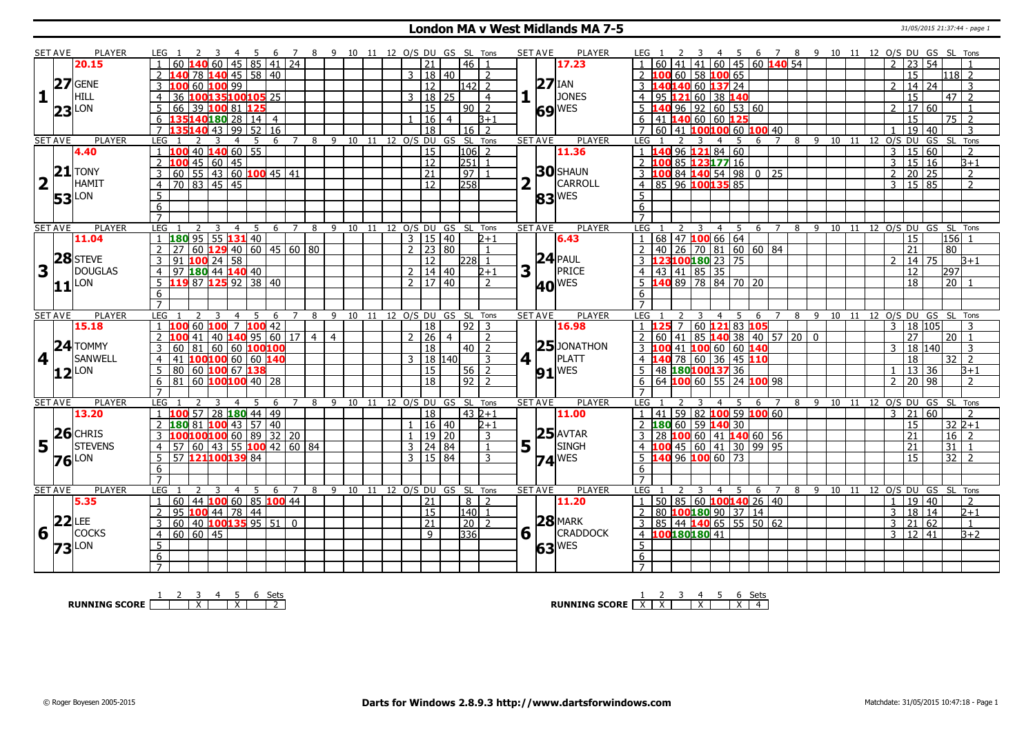# London MA v West Midlands MA 7-5

| SET AVE | PLAYER | LEG | 1 | 2 | 3 | 4 | 5 | 6 | 7 | 8 | 9 | 10 | 11 | 12 | O/S | DU | GS | SL | Tons | SET AVE | PLAYER | LEG | 1 | 2 | 3 | 4 | 5 | 6 | 7 | 8 | 9 | 10 | 11 | 12 | O/S | DU | GS | SL | Tons |
|---|---|---|---|---|---|---|---|---|---|---|---|---|---|---|---|---|---|---|---|---|---|---|---|---|---|---|---|---|---|---|---|---|---|---|---|---|---|---|---|
| 20.15 | | 1 | 60 | 140 | 60 | 45 | 85 | 41 | 24 | | | | | | | 21 | | 46 | 1 | 17.23 | | 1 | 60 | 41 | 41 | 60 | 45 | 60 | 140 | 54 | | | | | 2 | 23 | 54 | | 1 |
| 27 | GENE HILL | 2 | 140 | 78 | 140 | 45 | 58 | 40 | | | | | | | 3 | 18 | 40 | | 2 | 27 | IAN JONES | 2 | 100 | 60 | 58 | 100 | 65 | | | | | | | | | 15 | | 118 | 2 |
| 1 | | 3 | 100 | 60 | 100 | 99 | | | | | | | | | | 12 | | 142 | 2 | 1 | | 3 | 140 | 140 | 60 | 137 | 24 | | | | | | | | 2 | 14 | 24 | | 3 |
| | | 4 | 36 | 100 | 135 | 100 | 105 | 25 | | | | | | | 3 | 18 | 25 | | 4 | | | 4 | 95 | 121 | 60 | 38 | 140 | | | | | | | | | 15 | | 47 | 2 |
| 23 | LON | 5 | 66 | 39 | 100 | 81 | 125 | | | | | | | | | 15 | | 90 | 2 | 69 | WES | 5 | 140 | 96 | 92 | 60 | 53 | 60 | | | | | | | 2 | 17 | 60 | | 1 |
| | | 6 | 135 | 140 | 180 | 28 | 14 | 4 | | | | | | | 1 | 16 | 4 | | 3+1 | | | 6 | 41 | 140 | 60 | 60 | 125 | | | | | | | | | 15 | | 75 | 2 |
| | | 7 | 135 | 140 | 43 | 99 | 52 | 16 | | | | | | | | 18 | | 16 | 2 | | | 7 | 60 | 41 | 100 | 100 | 60 | 100 | 40 | | | | | | 1 | 19 | 40 | | 3 |
| 4.40 | | 1 | 100 | 40 | 140 | 60 | 55 | | | | | | | | | 15 | | 106 | 2 | 11.36 | | 1 | 140 | 96 | 121 | 84 | 60 | | | | | | | | 3 | 15 | 60 | | 2 |
| 21 | TONY HAMIT | 2 | 100 | 45 | 60 | 45 | | | | | | | | | | 12 | | 251 | 1 | 30 | SHAUN CARROLL | 2 | 100 | 85 | 123 | 177 | 16 | | | | | | | | 3 | 15 | 16 | | 3+1 |
| 2 | | 3 | 60 | 55 | 43 | 60 | 100 | 45 | 41 | | | | | | | 21 | | 97 | 1 | 2 | | 3 | 100 | 84 | 140 | 54 | 98 | 0 | 25 | | | | | | 2 | 20 | 25 | | 2 |
| 53 | LON | 4 | 70 | 83 | 45 | 45 | | | | | | | | | | 12 | | 258 | | 83 | WES | 4 | 85 | 96 | 100 | 135 | 85 | | | | | | | | 3 | 15 | 85 | | 2 |
| 11.04 | | 1 | 180 | 95 | 55 | 131 | 40 | | | | | | | | 3 | 15 | 40 | | 2+1 | 6.43 | | 1 | 68 | 47 | 100 | 66 | 64 | | | | | | | | | 15 | | 156 | 1 |
| 28 | STEVE DOUGLAS | 2 | 27 | 60 | 129 | 40 | 60 | 45 | 60 | 80 | | | | | 2 | 23 | 80 | | 1 | 24 | PAUL PRICE | 2 | 40 | 26 | 70 | 81 | 60 | 60 | 84 | | | | | | | 21 | | 80 | |
| 3 | | 3 | 91 | 100 | 24 | 58 | | | | | | | | | | 12 | | 228 | 1 | 3 | | 3 | 123 | 100 | 180 | 23 | 75 | | | | | | | | 2 | 14 | 75 | | 3+1 |
| | | 4 | 97 | 180 | 44 | 140 | 40 | | | | | | | | 2 | 14 | 40 | | 2+1 | | | 4 | 43 | 41 | 85 | 35 | | | | | | | | | | 12 | | 297 | |
| 11 | LON | 5 | 119 | 87 | 125 | 92 | 38 | 40 | | | | | | | 2 | 17 | 40 | | 2 | 40 | WES | 5 | 140 | 89 | 78 | 84 | 70 | 20 | | | | | | | | 18 | | 20 | 1 |
| 15.18 | | 1 | 100 | 60 | 100 | 7 | 100 | 42 | | | | | | | | 18 | | 92 | 3 | 16.98 | | 1 | 125 | 7 | 60 | 121 | 83 | 105 | | | | | | | 3 | 18 | 105 | | 3 |
| 24 | TOMMY SANWELL | 2 | 100 | 41 | 40 | 140 | 95 | 60 | 17 | 4 | 4 | | | | 2 | 26 | 4 | | 2 | 25 | JONATHON PLATT | 2 | 60 | 41 | 85 | 140 | 38 | 40 | 57 | 20 | 0 | | | | | 27 | | 20 | 1 |
| 4 | | 3 | 60 | 81 | 60 | 60 | 100 | 100 | | | | | | | | 18 | | 40 | 2 | 4 | | 3 | 100 | 41 | 100 | 60 | 60 | 140 | | | | | | | 3 | 18 | 140 | | 3 |
| | | 4 | 41 | 100 | 100 | 60 | 60 | 140 | | | | | | | 3 | 18 | 140 | | 3 | | | 4 | 140 | 78 | 60 | 36 | 45 | 110 | | | | | | | | 18 | | 32 | 2 |
| 12 | LON | 5 | 80 | 60 | 100 | 67 | 138 | | | | | | | | | 15 | | 56 | 2 | 91 | WES | 5 | 48 | 180 | 100 | 137 | 36 | | | | | | | | 1 | 13 | 36 | | 3+1 |
| | | 6 | 81 | 60 | 100 | 100 | 40 | 28 | | | | | | | | 18 | | 92 | 2 | | | 6 | 64 | 100 | 60 | 55 | 24 | 100 | 98 | | | | | | 2 | 20 | 98 | | 2 |
| 13.20 | | 1 | 100 | 57 | 28 | 180 | 44 | 49 | | | | | | | | 18 | | 43 | 2+1 | 11.00 | | 1 | 41 | 59 | 82 | 100 | 59 | 100 | 60 | | | | | | 3 | 21 | 60 | | 2 |
| 26 | CHRIS STEVENS | 2 | 180 | 81 | 100 | 43 | 57 | 40 | | | | | | | 1 | 16 | 40 | | 2+1 | 25 | AVTAR SINGH | 2 | 180 | 60 | 59 | 140 | 30 | | | | | | | | | 15 | | 32 | 2+1 |
| 5 | | 3 | 100 | 100 | 100 | 60 | 89 | 32 | 20 | | | | | | 1 | 19 | 20 | | 3 | 5 | | 3 | 28 | 100 | 60 | 41 | 140 | 60 | 56 | | | | | | | 21 | | 16 | 2 |
| | | 4 | 57 | 60 | 43 | 55 | 100 | 42 | 60 | 84 | | | | | 3 | 24 | 84 | | 1 | | | 4 | 100 | 45 | 60 | 41 | 30 | 99 | 95 | | | | | | | 21 | | 31 | 1 |
| 76 | LON | 5 | 57 | 121 | 100 | 139 | 84 | | | | | | | | 3 | 15 | 84 | | 3 | 74 | WES | 5 | 140 | 96 | 100 | 60 | 73 | | | | | | | | | 15 | | 32 | 2 |
| 5.35 | | 1 | 60 | 44 | 100 | 60 | 85 | 100 | 44 | | | | | | | 21 | | 8 | 2 | 11.20 | | 1 | 50 | 85 | 60 | 100 | 140 | 26 | 40 | | | | | | 1 | 19 | 40 | | 2 |
| 22 | LEE COCKS | 2 | 95 | 100 | 44 | 78 | 44 | | | | | | | | | 15 | | 140 | 1 | 28 | MARK CRADDOCK | 2 | 80 | 100 | 180 | 90 | 37 | 14 | | | | | | | 3 | 18 | 14 | | 2+1 |
| 6 | | 3 | 60 | 40 | 100 | 135 | 95 | 51 | 0 | | | | | | | 21 | | 20 | 2 | 6 | | 3 | 85 | 44 | 140 | 65 | 55 | 50 | 62 | | | | | | 3 | 21 | 62 | | 1 |
| 73 | LON | 4 | 60 | 60 | 45 | | | | | | | | | | | 9 | | 336 | | 63 | WES | 4 | 100 | 180 | 180 | 41 | | | | | | | | | 3 | 12 | 41 | | 3+2 |

| RUNNING SCORE | 1 | 2 | 3 | 4 | 5 | 6 | Sets |
|---|---|---|---|---|---|---|---|
| LON | | | X | | X | | 2 |
| WES | X | X | | X | | X | 4 |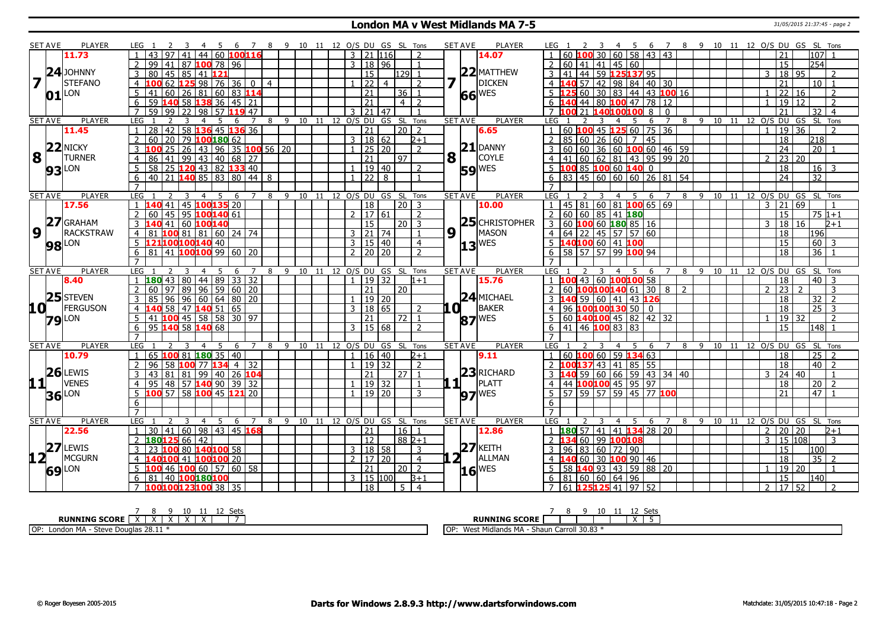# London MA v West Midlands MA 7-5

31/05/2015 21:37:45 - page 2

## Set 7

| SET AVE | PLAYER | LEG | 1 | 2 | 3 | 4 | 5 | 6 | 7 | 8 | 9 | 10 | 11 | 12 | O/S | DU | GS | SL | Tons |
|---|---|---|---|---|---|---|---|---|---|---|---|---|---|---|---|---|---|---|---|
| 11.73 | 24 JOHNNY STEFANO | 1 | 43 | 97 | 41 | 44 | 60 | 100 | 116 | | | | | | 3 | 21 | 116 | | 2 |
| | | 2 | 99 | 41 | 87 | 100 | 78 | 96 | | | | | | | 3 | 18 | 96 | | 1 |
| | | 3 | 80 | 45 | 85 | 41 | 121 | | | | | | | | | 15 | | 129 | 1 |
| | 01 LON | 4 | 100 | 62 | 125 | 98 | 76 | 36 | 0 | 4 | | | | | 1 | 22 | 4 | | 2 |
| | | 5 | 41 | 60 | 26 | 81 | 60 | 83 | 114 | | | | | | | 21 | | 36 | 1 |
| | | 6 | 59 | 140 | 58 | 138 | 36 | 45 | 21 | | | | | | | 21 | | 4 | 2 |
| | | 7 | 59 | 99 | 22 | 98 | 57 | 119 | 47 | | | | | | 3 | 21 | 47 | | 1 |

| SET AVE | PLAYER | LEG | 1 | 2 | 3 | 4 | 5 | 6 | 7 | 8 | 9 | 10 | 11 | 12 | O/S | DU | GS | SL | Tons |
|---|---|---|---|---|---|---|---|---|---|---|---|---|---|---|---|---|---|---|---|
| 14.07 | 22 MATTHEW DICKEN | 1 | 60 | 100 | 30 | 60 | 58 | 43 | 43 | | | | | | | 21 | | 107 | 1 |
| | | 2 | 60 | 41 | 41 | 45 | 60 | | | | | | | | | 15 | | 254 | |
| | | 3 | 41 | 44 | 59 | 125 | 137 | 95 | | | | | | | 3 | 18 | 95 | | 2 |
| | 66 WES | 4 | 140 | 57 | 42 | 98 | 84 | 40 | 30 | | | | | | | 21 | | 10 | 1 |
| | | 5 | 125 | 60 | 30 | 83 | 44 | 43 | 100 | 16 | | | | | 1 | 22 | 16 | | 2 |
| | | 6 | 140 | 44 | 80 | 100 | 47 | 78 | 12 | | | | | | 1 | 19 | 12 | | 2 |
| | | 7 | 100 | 21 | 140 | 100 | 100 | 8 | 0 | | | | | | | 21 | | 32 | 4 |

## Set 8

| SET AVE | PLAYER | LEG | 1 | 2 | 3 | 4 | 5 | 6 | 7 | 8 | 9 | 10 | 11 | 12 | O/S | DU | GS | SL | Tons |
|---|---|---|---|---|---|---|---|---|---|---|---|---|---|---|---|---|---|---|---|
| 11.45 | 22 NICKY TURNER | 1 | 28 | 42 | 58 | 136 | 45 | 136 | 36 | | | | | | | 21 | | 20 | 2 |
| | | 2 | 60 | 20 | 79 | 100 | 180 | 62 | | | | | | | 3 | 18 | 62 | | 2+1 |
| | | 3 | 100 | 25 | 26 | 43 | 96 | 35 | 100 | 56 | 20 | | | | 1 | 25 | 20 | | 2 |
| | 93 LON | 4 | 86 | 41 | 99 | 43 | 40 | 68 | 27 | | | | | | | 21 | | 97 | |
| | | 5 | 58 | 25 | 120 | 43 | 82 | 133 | 40 | | | | | | 1 | 19 | 40 | | 2 |
| | | 6 | 40 | 21 | 140 | 85 | 83 | 80 | 44 | 8 | | | | | 1 | 22 | 8 | | 1 |
| | | 7 | | | | | | | | | | | | | | | | | |

| SET AVE | PLAYER | LEG | 1 | 2 | 3 | 4 | 5 | 6 | 7 | 8 | 9 | 10 | 11 | 12 | O/S | DU | GS | SL | Tons |
|---|---|---|---|---|---|---|---|---|---|---|---|---|---|---|---|---|---|---|---|
| 6.65 | 21 DANNY COYLE | 1 | 60 | 100 | 45 | 125 | 60 | 75 | 36 | | | | | | 1 | 19 | 36 | | 2 |
| | | 2 | 85 | 60 | 26 | 60 | 7 | 45 | | | | | | | | 18 | | 218 | |
| | | 3 | 60 | 60 | 36 | 60 | 100 | 60 | 46 | 59 | | | | | | 24 | | 20 | 1 |
| | 59 WES | 4 | 41 | 60 | 62 | 81 | 43 | 95 | 99 | 20 | | | | | 2 | 23 | 20 | | |
| | | 5 | 100 | 85 | 100 | 60 | 140 | 0 | | | | | | | | 18 | | 16 | 3 |
| | | 6 | 83 | 45 | 60 | 60 | 60 | 26 | 81 | 54 | | | | | | 24 | | 32 | |
| | | 7 | | | | | | | | | | | | | | | | | |

## Set 9

| SET AVE | PLAYER | LEG | 1 | 2 | 3 | 4 | 5 | 6 | 7 | 8 | 9 | 10 | 11 | 12 | O/S | DU | GS | SL | Tons |
|---|---|---|---|---|---|---|---|---|---|---|---|---|---|---|---|---|---|---|---|
| 17.56 | 27 GRAHAM RACKSTRAW | 1 | 140 | 41 | 45 | 100 | 135 | 20 | | | | | | | | 18 | | 20 | 3 |
| | | 2 | 60 | 45 | 95 | 100 | 140 | 61 | | | | | | | 2 | 17 | 61 | | 2 |
| | | 3 | 140 | 41 | 60 | 100 | 140 | | | | | | | | | 15 | | 20 | 3 |
| | 98 LON | 4 | 81 | 100 | 81 | 81 | 60 | 24 | 74 | | | | | | 3 | 21 | 74 | | 1 |
| | | 5 | 121 | 100 | 100 | 140 | 40 | | | | | | | | 3 | 15 | 40 | | 4 |
| | | 6 | 81 | 41 | 100 | 100 | 99 | 60 | 20 | | | | | | 2 | 20 | 20 | | 2 |
| | | 7 | | | | | | | | | | | | | | | | | |

| SET AVE | PLAYER | LEG | 1 | 2 | 3 | 4 | 5 | 6 | 7 | 8 | 9 | 10 | 11 | 12 | O/S | DU | GS | SL | Tons |
|---|---|---|---|---|---|---|---|---|---|---|---|---|---|---|---|---|---|---|---|
| 10.00 | 25 CHRISTOPHER MASON | 1 | 45 | 81 | 60 | 81 | 100 | 65 | 69 | | | | | | 3 | 21 | 69 | | 1 |
| | | 2 | 60 | 60 | 85 | 41 | 180 | | | | | | | | | 15 | | 75 | 1+1 |
| | | 3 | 60 | 100 | 60 | 180 | 85 | 16 | | | | | | | 3 | 18 | 16 | | 2+1 |
| | 13 WES | 4 | 64 | 22 | 45 | 57 | 57 | 60 | | | | | | | | 18 | | 196 | |
| | | 5 | 140 | 100 | 60 | 41 | 100 | | | | | | | | | 15 | | 60 | 3 |
| | | 6 | 58 | 57 | 57 | 99 | 100 | 94 | | | | | | | | 18 | | 36 | 1 |
| | | 7 | | | | | | | | | | | | | | | | | |

## Set 10

| SET AVE | PLAYER | LEG | 1 | 2 | 3 | 4 | 5 | 6 | 7 | 8 | 9 | 10 | 11 | 12 | O/S | DU | GS | SL | Tons |
|---|---|---|---|---|---|---|---|---|---|---|---|---|---|---|---|---|---|---|---|
| 8.40 | 25 STEVEN FERGUSON | 1 | 180 | 43 | 80 | 44 | 89 | 33 | 32 | | | | | | 1 | 19 | 32 | | 1+1 |
| | | 2 | 60 | 97 | 89 | 96 | 59 | 60 | 20 | | | | | | | 21 | | 20 | |
| | | 3 | 85 | 96 | 96 | 60 | 64 | 80 | 20 | | | | | | 1 | 19 | 20 | | |
| | 79 LON | 4 | 140 | 58 | 47 | 140 | 51 | 65 | | | | | | | 3 | 18 | 65 | | 2 |
| | | 5 | 41 | 100 | 45 | 58 | 58 | 30 | 97 | | | | | | | 21 | | 72 | 1 |
| | | 6 | 95 | 140 | 58 | 140 | 68 | | | | | | | | 3 | 15 | 68 | | 2 |
| | | 7 | | | | | | | | | | | | | | | | | |

| SET AVE | PLAYER | LEG | 1 | 2 | 3 | 4 | 5 | 6 | 7 | 8 | 9 | 10 | 11 | 12 | O/S | DU | GS | SL | Tons |
|---|---|---|---|---|---|---|---|---|---|---|---|---|---|---|---|---|---|---|---|
| 15.76 | 24 MICHAEL BAKER | 1 | 100 | 43 | 60 | 100 | 100 | 58 | | | | | | | | 18 | | 40 | 3 |
| | | 2 | 60 | 100 | 100 | 140 | 61 | 30 | 8 | 2 | | | | | 2 | 23 | 2 | | 3 |
| | | 3 | 140 | 59 | 60 | 41 | 43 | 126 | | | | | | | | 18 | | 32 | 2 |
| | 87 WES | 4 | 96 | 100 | 100 | 130 | 50 | 0 | | | | | | | | 18 | | 25 | 3 |
| | | 5 | 60 | 140 | 100 | 45 | 82 | 42 | 32 | | | | | | 1 | 19 | 32 | | 2 |
| | | 6 | 41 | 46 | 100 | 83 | 83 | | | | | | | | | 15 | | 148 | 1 |
| | | 7 | | | | | | | | | | | | | | | | | |

## Set 11

| SET AVE | PLAYER | LEG | 1 | 2 | 3 | 4 | 5 | 6 | 7 | 8 | 9 | 10 | 11 | 12 | O/S | DU | GS | SL | Tons |
|---|---|---|---|---|---|---|---|---|---|---|---|---|---|---|---|---|---|---|---|
| 10.79 | 26 LEWIS VENES | 1 | 65 | 100 | 81 | 180 | 35 | 40 | | | | | | | 1 | 16 | 40 | | 2+1 |
| | | 2 | 96 | 58 | 100 | 77 | 134 | 4 | 32 | | | | | | 1 | 19 | 32 | | 2 |
| | | 3 | 43 | 81 | 81 | 99 | 40 | 26 | 104 | | | | | | | 21 | | 27 | 1 |
| | 36 LON | 4 | 95 | 48 | 57 | 140 | 90 | 39 | 32 | | | | | | 1 | 19 | 32 | | 1 |
| | | 5 | 100 | 57 | 58 | 100 | 45 | 121 | 20 | | | | | | 1 | 19 | 20 | | 3 |
| | | 6 | | | | | | | | | | | | | | | | | |
| | | 7 | | | | | | | | | | | | | | | | | |

| SET AVE | PLAYER | LEG | 1 | 2 | 3 | 4 | 5 | 6 | 7 | 8 | 9 | 10 | 11 | 12 | O/S | DU | GS | SL | Tons |
|---|---|---|---|---|---|---|---|---|---|---|---|---|---|---|---|---|---|---|---|
| 9.11 | 23 RICHARD PLATT | 1 | 60 | 100 | 60 | 59 | 134 | 63 | | | | | | | | 18 | | 25 | 2 |
| | | 2 | 100 | 137 | 43 | 41 | 85 | 55 | | | | | | | | 18 | | 40 | 2 |
| | | 3 | 140 | 59 | 60 | 66 | 59 | 43 | 34 | 40 | | | | | 3 | 24 | 40 | | 1 |
| | 97 WES | 4 | 44 | 100 | 100 | 45 | 95 | 97 | | | | | | | | 18 | | 20 | 2 |
| | | 5 | 57 | 59 | 57 | 59 | 45 | 77 | 100 | | | | | | | 21 | | 47 | 1 |
| | | 6 | | | | | | | | | | | | | | | | | |
| | | 7 | | | | | | | | | | | | | | | | | |

## Set 12

| SET AVE | PLAYER | LEG | 1 | 2 | 3 | 4 | 5 | 6 | 7 | 8 | 9 | 10 | 11 | 12 | O/S | DU | GS | SL | Tons |
|---|---|---|---|---|---|---|---|---|---|---|---|---|---|---|---|---|---|---|---|
| 22.56 | 27 LEWIS MCGURN | 1 | 30 | 41 | 60 | 98 | 43 | 45 | 168 | | | | | | | 21 | | 16 | 1 |
| | | 2 | 180 | 125 | 66 | 42 | | | | | | | | | | 12 | | 88 | 2+1 |
| | | 3 | 23 | 100 | 80 | 140 | 100 | 58 | | | | | | | 3 | 18 | 58 | | 3 |
| | 69 LON | 4 | 140 | 100 | 41 | 100 | 100 | 20 | | | | | | | 2 | 17 | 20 | | 4 |
| | | 5 | 100 | 46 | 100 | 60 | 57 | 60 | 58 | | | | | | | 21 | | 20 | 2 |
| | | 6 | 81 | 40 | 100 | 180 | 100 | | | | | | | | 3 | 15 | 100 | | 3+1 |
| | | 7 | 100 | 100 | 123 | 100 | 38 | 35 | | | | | | | | 18 | | 5 | 4 |

| SET AVE | PLAYER | LEG | 1 | 2 | 3 | 4 | 5 | 6 | 7 | 8 | 9 | 10 | 11 | 12 | O/S | DU | GS | SL | Tons |
|---|---|---|---|---|---|---|---|---|---|---|---|---|---|---|---|---|---|---|---|
| 12.86 | 27 KEITH ALLMAN | 1 | 180 | 57 | 41 | 41 | 134 | 28 | 20 | | | | | | 2 | 20 | 20 | | 2+1 |
| | | 2 | 134 | 60 | 99 | 100 | 108 | | | | | | | | 3 | 15 | 108 | | 3 |
| | | 3 | 96 | 83 | 60 | 72 | 90 | | | | | | | | | 15 | | 100 | |
| | 16 WES | 4 | 140 | 60 | 30 | 100 | 90 | 46 | | | | | | | | 18 | | 35 | 2 |
| | | 5 | 58 | 140 | 93 | 43 | 59 | 88 | 20 | | | | | | 1 | 19 | 20 | | 1 |
| | | 6 | 81 | 60 | 60 | 64 | 96 | | | | | | | | | 15 | | 140 | |
| | | 7 | 61 | 125 | 125 | 41 | 97 | 52 | | | | | | | 2 | 17 | 52 | | 2 |

| RUNNING SCORE | 7 | 8 | 9 | 10 | 11 | 12 | Sets |
|---|---|---|---|---|---|---|---|
| London MA | X | X | X | X | X | | 7 |
| West Midlands MA | | | | | | X | 5 |

OP: London MA - Steve Douglas 28.11 *

OP: West Midlands MA - Shaun Carroll 30.83 *

© Roger Boyesen 2005-2015 — Darts for Windows 2.8.9.3 http://www.dartsforwindows.com — Matchdate: 31/05/2015 10:47:18 - Page 2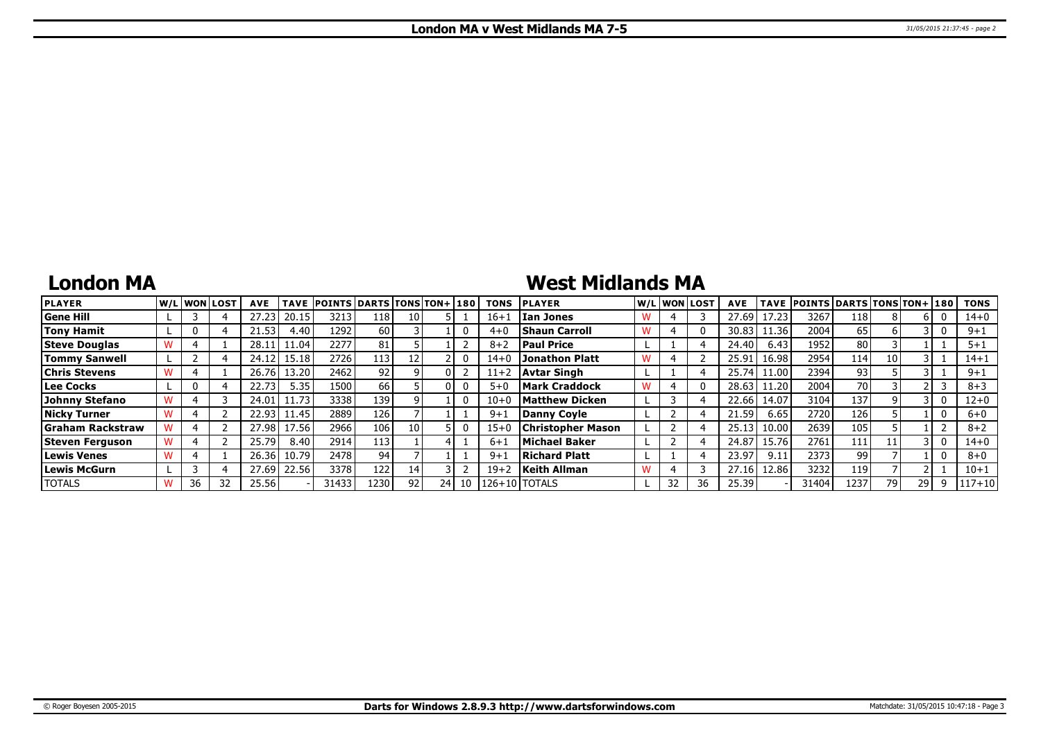# London MA v West Midlands MA 7-5

## London MA

| PLAYER | W/L | WON | LOST | AVE | TAVE | POINTS | DARTS | TONS | TON+ | 180 | TONS |
|---|---|---|---|---|---|---|---|---|---|---|---|
| Gene Hill | L | 3 | 4 | 27.23 | 20.15 | 3213 | 118 | 10 | 5 | 1 | 16+1 |
| Tony Hamit | L | 0 | 4 | 21.53 | 4.40 | 1292 | 60 | 3 | 1 | 0 | 4+0 |
| Steve Douglas | W | 4 | 1 | 28.11 | 11.04 | 2277 | 81 | 5 | 1 | 2 | 8+2 |
| Tommy Sanwell | L | 2 | 4 | 24.12 | 15.18 | 2726 | 113 | 12 | 2 | 0 | 14+0 |
| Chris Stevens | W | 4 | 1 | 26.76 | 13.20 | 2462 | 92 | 9 | 0 | 2 | 11+2 |
| Lee Cocks | L | 0 | 4 | 22.73 | 5.35 | 1500 | 66 | 5 | 0 | 0 | 5+0 |
| Johnny Stefano | W | 4 | 3 | 24.01 | 11.73 | 3338 | 139 | 9 | 1 | 0 | 10+0 |
| Nicky Turner | W | 4 | 2 | 22.93 | 11.45 | 2889 | 126 | 7 | 1 | 1 | 9+1 |
| Graham Rackstraw | W | 4 | 2 | 27.98 | 17.56 | 2966 | 106 | 10 | 5 | 0 | 15+0 |
| Steven Ferguson | W | 4 | 2 | 25.79 | 8.40 | 2914 | 113 | 1 | 4 | 1 | 6+1 |
| Lewis Venes | W | 4 | 1 | 26.36 | 10.79 | 2478 | 94 | 7 | 1 | 1 | 9+1 |
| Lewis McGurn | L | 3 | 4 | 27.69 | 22.56 | 3378 | 122 | 14 | 3 | 2 | 19+2 |
| TOTALS | W | 36 | 32 | 25.56 | - | 31433 | 1230 | 92 | 24 | 10 | 126+10 |

## West Midlands MA

| PLAYER | W/L | WON | LOST | AVE | TAVE | POINTS | DARTS | TONS | TON+ | 180 | TONS |
|---|---|---|---|---|---|---|---|---|---|---|---|
| Ian Jones | W | 4 | 3 | 27.69 | 17.23 | 3267 | 118 | 8 | 6 | 0 | 14+0 |
| Shaun Carroll | W | 4 | 0 | 30.83 | 11.36 | 2004 | 65 | 6 | 3 | 0 | 9+1 |
| Paul Price | L | 1 | 4 | 24.40 | 6.43 | 1952 | 80 | 3 | 1 | 1 | 5+1 |
| Jonathon Platt | W | 4 | 2 | 25.91 | 16.98 | 2954 | 114 | 10 | 3 | 1 | 14+1 |
| Avtar Singh | L | 1 | 4 | 25.74 | 11.00 | 2394 | 93 | 5 | 3 | 1 | 9+1 |
| Mark Craddock | W | 4 | 0 | 28.63 | 11.20 | 2004 | 70 | 3 | 2 | 3 | 8+3 |
| Matthew Dicken | L | 3 | 4 | 22.66 | 14.07 | 3104 | 137 | 9 | 3 | 0 | 12+0 |
| Danny Coyle | L | 2 | 4 | 21.59 | 6.65 | 2720 | 126 | 5 | 1 | 0 | 6+0 |
| Christopher Mason | L | 2 | 4 | 25.13 | 10.00 | 2639 | 105 | 5 | 1 | 2 | 8+2 |
| Michael Baker | L | 2 | 4 | 24.87 | 15.76 | 2761 | 111 | 11 | 3 | 0 | 14+0 |
| Richard Platt | L | 1 | 4 | 23.97 | 9.11 | 2373 | 99 | 7 | 1 | 0 | 8+0 |
| Keith Allman | W | 4 | 3 | 27.16 | 12.86 | 3232 | 119 | 7 | 2 | 1 | 10+1 |
| TOTALS | L | 32 | 36 | 25.39 | - | 31404 | 1237 | 79 | 29 | 9 | 117+10 |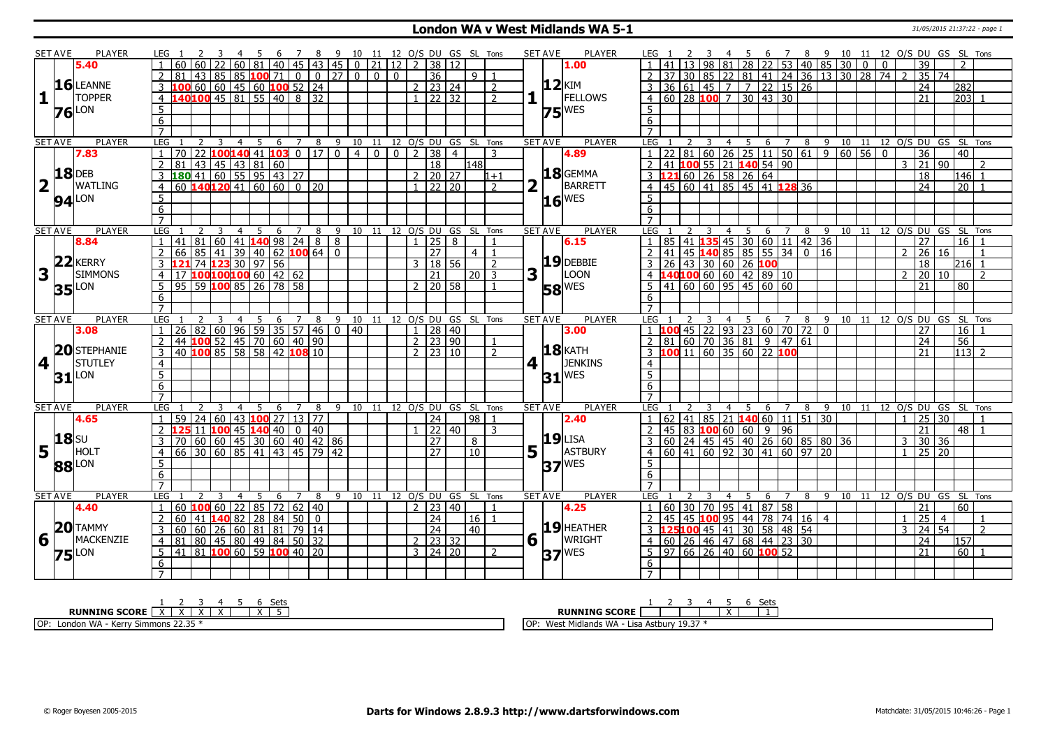# London WA v West Midlands WA 5-1

31/05/2015 21:37:22 - page 1

| SET AVE | PLAYER | LEG | 1 | 2 | 3 | 4 | 5 | 6 | 7 | 8 | 9 | 10 | 11 | 12 | O/S | DU | GS | SL | Tons | SET AVE | PLAYER | LEG | 1 | 2 | 3 | 4 | 5 | 6 | 7 | 8 | 9 | 10 | 11 | 12 | O/S | DU | GS | SL | Tons |
|---|---|---|---|---|---|---|---|---|---|---|---|---|---|---|---|---|---|---|---|---|---|---|---|---|---|---|---|---|---|---|---|---|---|---|---|---|---|---|---|
| 5.40 | | 1 | 60 | 60 | 22 | 60 | 81 | 40 | 45 | 43 | 45 | 0 | 21 | 12 | 2 | 38 | 12 | | | 1.00 | | 1 | 41 | 13 | 98 | 81 | 28 | 22 | 53 | 40 | 85 | 30 | 0 | 0 | | 39 | | 2 | |
| 16 | LEANNE | 2 | 81 | 43 | 85 | 85 | 100 | 71 | 0 | 0 | 27 | 0 | 0 | 0 | | 36 | | 9 | 1 | 12 | KIM | 2 | 37 | 30 | 85 | 22 | 81 | 41 | 24 | 36 | 13 | 30 | 28 | 74 | 2 | 35 | 74 | | |
| 1 | TOPPER | 3 | 100 | 60 | 60 | 45 | 60 | 100 | 52 | 24 | | | | | 2 | 23 | 24 | | 2 | 1 | FELLOWS | 3 | 36 | 61 | 45 | 7 | 7 | 22 | 15 | 26 | | | | | | 24 | | 282 | |
| 76 | LON | 4 | 140 | 100 | 45 | 81 | 55 | 40 | 8 | 32 | | | | | 1 | 22 | 32 | | 2 | 75 | WES | 4 | 60 | 28 | 100 | 7 | 30 | 43 | 30 | | | | | | | 21 | | 203 | 1 |
| | | 5 | | | | | | | | | | | | | | | | | | | | 5 | | | | | | | | | | | | | | | | | |
| | | 6 | | | | | | | | | | | | | | | | | | | | 6 | | | | | | | | | | | | | | | | | |
| | | 7 | | | | | | | | | | | | | | | | | | | | 7 | | | | | | | | | | | | | | | | | |
| 7.83 | | 1 | 70 | 22 | 100 | 140 | 41 | 103 | 0 | 17 | 0 | 4 | 0 | 0 | 2 | 38 | 4 | | 3 | 4.89 | | 1 | 22 | 81 | 60 | 26 | 25 | 11 | 50 | 61 | 9 | 60 | 56 | 0 | | 36 | | 40 | |
| 18 | DEB | 2 | 81 | 43 | 45 | 43 | 81 | 60 | | | | | | | | 18 | | 148 | | 18 | GEMMA | 2 | 41 | 100 | 55 | 21 | 140 | 54 | 90 | | | | | | 3 | 21 | 90 | | 2 |
| 2 | WATLING | 3 | 180 | 41 | 60 | 55 | 95 | 43 | 27 | | | | | | 2 | 20 | 27 | | 1+1 | 2 | BARRETT | 3 | 121 | 60 | 26 | 58 | 26 | 64 | | | | | | | | 18 | | 146 | 1 |
| 94 | LON | 4 | 60 | 140 | 120 | 41 | 60 | 60 | 0 | 20 | | | | | 1 | 22 | 20 | | 2 | 16 | WES | 4 | 45 | 60 | 41 | 85 | 45 | 41 | 128 | 36 | | | | | | 24 | | 20 | 1 |
| | | 5 | | | | | | | | | | | | | | | | | | | | 5 | | | | | | | | | | | | | | | | | |
| | | 6 | | | | | | | | | | | | | | | | | | | | 6 | | | | | | | | | | | | | | | | | |
| | | 7 | | | | | | | | | | | | | | | | | | | | 7 | | | | | | | | | | | | | | | | | |
| 8.84 | | 1 | 41 | 81 | 60 | 41 | 140 | 98 | 24 | 8 | 8 | | | | 1 | 25 | 8 | | 1 | 6.15 | | 1 | 85 | 41 | 135 | 45 | 30 | 60 | 11 | 42 | 36 | | | | | 27 | | 16 | 1 |
| 22 | KERRY | 2 | 66 | 85 | 41 | 39 | 40 | 62 | 100 | 64 | 0 | | | | | 27 | | 4 | 1 | 19 | DEBBIE | 2 | 41 | 45 | 140 | 85 | 85 | 55 | 34 | 0 | 16 | | | | 2 | 26 | 16 | | 1 |
| 3 | SIMMONS | 3 | 121 | 74 | 123 | 30 | 97 | 56 | | | | | | | 3 | 18 | 56 | | 2 | 3 | LOON | 3 | 26 | 43 | 30 | 60 | 26 | 100 | | | | | | | | 18 | | 216 | 1 |
| 35 | LON | 4 | 17 | 100 | 100 | 100 | 60 | 42 | 62 | | | | | | | 21 | | 20 | 3 | 58 | WES | 4 | 140 | 100 | 60 | 60 | 42 | 89 | 10 | | | | | | 2 | 20 | 10 | | 2 |
| | | 5 | 95 | 59 | 100 | 85 | 26 | 78 | 58 | | | | | | 2 | 20 | 58 | | 1 | | | 5 | 41 | 60 | 60 | 95 | 45 | 60 | 60 | | | | | | | 21 | | 80 | |
| | | 6 | | | | | | | | | | | | | | | | | | | | 6 | | | | | | | | | | | | | | | | | |
| | | 7 | | | | | | | | | | | | | | | | | | | | 7 | | | | | | | | | | | | | | | | | |
| 3.08 | | 1 | 26 | 82 | 60 | 96 | 59 | 35 | 57 | 46 | 0 | 40 | | | 1 | 28 | 40 | | | 3.00 | | 1 | 100 | 45 | 22 | 93 | 23 | 60 | 70 | 72 | 0 | | | | | 27 | | 16 | 1 |
| 20 | STEPHANIE | 2 | 44 | 100 | 52 | 45 | 70 | 60 | 40 | 90 | | | | | 2 | 23 | 90 | | 1 | 18 | KATH | 2 | 81 | 60 | 70 | 36 | 81 | 9 | 47 | 61 | | | | | | 24 | | 56 | |
| 4 | STUTLEY | 3 | 40 | 100 | 85 | 58 | 58 | 42 | 108 | 10 | | | | | 2 | 23 | 10 | | 2 | 4 | JENKINS | 3 | 100 | 11 | 60 | 35 | 60 | 22 | 100 | | | | | | | 21 | | 113 | 2 |
| 31 | LON | 4 | | | | | | | | | | | | | | | | | | 31 | WES | 4 | | | | | | | | | | | | | | | | | |
| | | 5 | | | | | | | | | | | | | | | | | | | | 5 | | | | | | | | | | | | | | | | | |
| | | 6 | | | | | | | | | | | | | | | | | | | | 6 | | | | | | | | | | | | | | | | | |
| | | 7 | | | | | | | | | | | | | | | | | | | | 7 | | | | | | | | | | | | | | | | | |
| 4.65 | | 1 | 59 | 24 | 60 | 43 | 100 | 27 | 13 | 77 | | | | | | 24 | | 98 | 1 | 2.40 | | 1 | 62 | 41 | 85 | 21 | 140 | 60 | 11 | 51 | 30 | | | | 1 | 25 | 30 | | 1 |
| 18 | SU | 2 | 125 | 11 | 100 | 45 | 140 | 40 | 0 | 40 | | | | | 1 | 22 | 40 | | 3 | 19 | LISA | 2 | 45 | 83 | 100 | 60 | 60 | 9 | 96 | | | | | | | 21 | | 48 | 1 |
| 5 | HOLT | 3 | 70 | 60 | 60 | 45 | 30 | 60 | 40 | 42 | 86 | | | | | 27 | | 8 | | 5 | ASTBURY | 3 | 60 | 24 | 45 | 45 | 40 | 26 | 60 | 85 | 80 | 36 | | | 3 | 30 | 36 | | |
| 88 | LON | 4 | 66 | 30 | 60 | 85 | 41 | 43 | 45 | 79 | 42 | | | | | 27 | | 10 | | 37 | WES | 4 | 60 | 41 | 60 | 92 | 30 | 41 | 60 | 97 | 20 | | | | 1 | 25 | 20 | | |
| | | 5 | | | | | | | | | | | | | | | | | | | | 5 | | | | | | | | | | | | | | | | | |
| | | 6 | | | | | | | | | | | | | | | | | | | | 6 | | | | | | | | | | | | | | | | | |
| | | 7 | | | | | | | | | | | | | | | | | | | | 7 | | | | | | | | | | | | | | | | | |
| 4.40 | | 1 | 60 | 100 | 60 | 22 | 85 | 72 | 62 | 40 | | | | | 2 | 23 | 40 | | 1 | 4.25 | | 1 | 60 | 30 | 70 | 95 | 41 | 87 | 58 | | | | | | | 21 | | 60 | |
| 20 | TAMMY | 2 | 60 | 41 | 140 | 82 | 28 | 84 | 50 | 0 | | | | | | 24 | | 16 | 1 | 19 | HEATHER | 2 | 45 | 45 | 100 | 95 | 44 | 78 | 74 | 16 | 4 | | | | 1 | 25 | 4 | | 1 |
| 6 | MACKENZIE | 3 | 60 | 60 | 26 | 60 | 81 | 81 | 79 | 14 | | | | | | 24 | | 40 | | 6 | WRIGHT | 3 | 125 | 100 | 45 | 41 | 30 | 58 | 48 | 54 | | | | | 3 | 24 | 54 | | 2 |
| 75 | LON | 4 | 81 | 80 | 45 | 80 | 49 | 84 | 50 | 32 | | | | | 2 | 23 | 32 | | | 37 | WES | 4 | 60 | 26 | 46 | 47 | 68 | 44 | 23 | 30 | | | | | | 24 | | 157 | |
| | | 5 | 41 | 81 | 100 | 60 | 59 | 100 | 40 | 20 | | | | | 3 | 24 | 20 | | 2 | | | 5 | 97 | 66 | 26 | 40 | 60 | 100 | 52 | | | | | | | 21 | | 60 | 1 |
| | | 6 | | | | | | | | | | | | | | | | | | | | 6 | | | | | | | | | | | | | | | | | |
| | | 7 | | | | | | | | | | | | | | | | | | | | 7 | | | | | | | | | | | | | | | | | |

| RUNNING SCORE | 1 | 2 | 3 | 4 | 5 | 6 | Sets |
|---|---|---|---|---|---|---|---|
| London WA | X | X | X | X | | X | 5 |
| West Midlands WA | | | | | X | | 1 |

OP: London WA - Kerry Simmons 22.35 *

OP: West Midlands WA - Lisa Astbury 19.37 *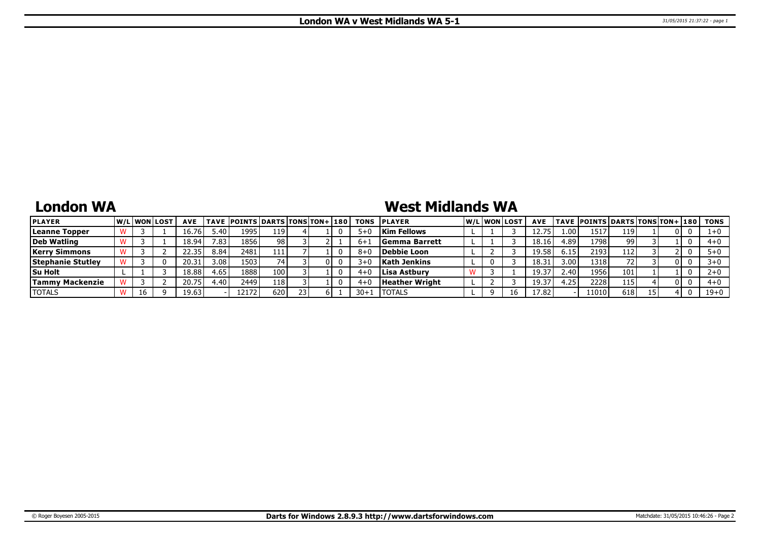# London WA v West Midlands WA 5-1

## London WA

| PLAYER | W/L | WON | LOST | AVE | TAVE | POINTS | DARTS | TONS | TON+ | 180 | TONS |
|---|---|---|---|---|---|---|---|---|---|---|---|
| Leanne Topper | W | 3 | 1 | 16.76 | 5.40 | 1995 | 119 | 4 | 1 | 0 | 5+0 |
| Deb Watling | W | 3 | 1 | 18.94 | 7.83 | 1856 | 98 | 3 | 2 | 1 | 6+1 |
| Kerry Simmons | W | 3 | 2 | 22.35 | 8.84 | 2481 | 111 | 7 | 1 | 0 | 8+0 |
| Stephanie Stutley | W | 3 | 0 | 20.31 | 3.08 | 1503 | 74 | 3 | 0 | 0 | 3+0 |
| Su Holt | L | 1 | 3 | 18.88 | 4.65 | 1888 | 100 | 3 | 1 | 0 | 4+0 |
| Tammy Mackenzie | W | 3 | 2 | 20.75 | 4.40 | 2449 | 118 | 3 | 1 | 0 | 4+0 |
| TOTALS | W | 16 | 9 | 19.63 | - | 12172 | 620 | 23 | 6 | 1 | 30+1 |

## West Midlands WA

| PLAYER | W/L | WON | LOST | AVE | TAVE | POINTS | DARTS | TONS | TON+ | 180 | TONS |
|---|---|---|---|---|---|---|---|---|---|---|---|
| Kim Fellows | L | 1 | 3 | 12.75 | 1.00 | 1517 | 119 | 1 | 0 | 0 | 1+0 |
| Gemma Barrett | L | 1 | 3 | 18.16 | 4.89 | 1798 | 99 | 3 | 1 | 0 | 4+0 |
| Debbie Loon | L | 2 | 3 | 19.58 | 6.15 | 2193 | 112 | 3 | 2 | 0 | 5+0 |
| Kath Jenkins | L | 0 | 3 | 18.31 | 3.00 | 1318 | 72 | 3 | 0 | 0 | 3+0 |
| Lisa Astbury | W | 3 | 1 | 19.37 | 2.40 | 1956 | 101 | 1 | 1 | 0 | 2+0 |
| Heather Wright | L | 2 | 3 | 19.37 | 4.25 | 2228 | 115 | 4 | 0 | 0 | 4+0 |
| TOTALS | L | 9 | 16 | 17.82 | - | 11010 | 618 | 15 | 4 | 0 | 19+0 |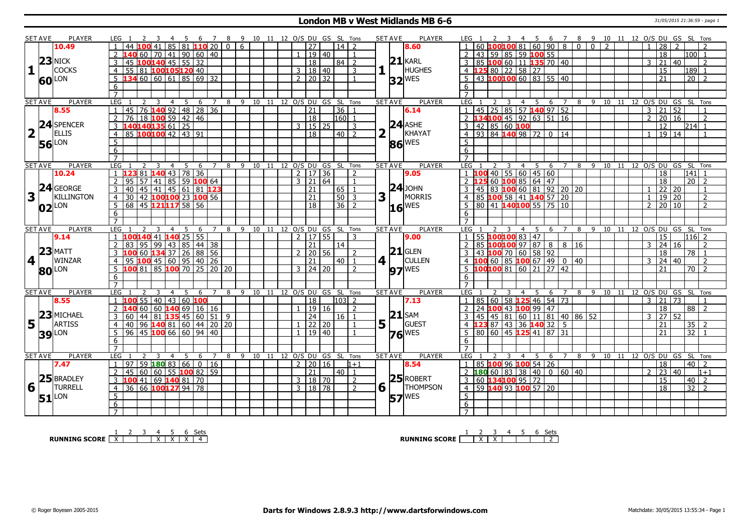# London MB v West Midlands MB 6-6

31/05/2015 21:36:59 - page 1

| SET AVE | PLAYER | LEG | 1 | 2 | 3 | 4 | 5 | 6 | 7 | 8 | 9 | 10 | 11 | 12 | O/S | DU | GS | SL | Tons | SET AVE | PLAYER | LEG | 1 | 2 | 3 | 4 | 5 | 6 | 7 | 8 | 9 | 10 | 11 | 12 | O/S | DU | GS | SL | Tons |
|---|---|---|---|---|---|---|---|---|---|---|---|---|---|---|---|---|---|---|---|---|---|---|---|---|---|---|---|---|---|---|---|---|---|---|---|---|---|---|---|
| 10.49 | | 1 | 44 | 100 | 41 | 85 | 81 | 110 | 20 | 0 | 6 | | | | | 27 | | 14 | 2 | 8.60 | | 1 | 60 | 100 | 100 | 81 | 60 | 90 | 8 | 0 | 0 | 2 | | | 1 | 28 | 2 | | 2 |
| 1 23 60 | NICK COCKS LON | 2 | 140 | 60 | 70 | 41 | 90 | 60 | 40 | | | | | | 1 | 19 | 40 | | 1 | 1 21 32 | KARL HUGHES WES | 2 | 43 | 59 | 85 | 59 | 100 | 55 | | | | | | | | 18 | | 100 | 1 |
| | | 3 | 45 | 100 | 140 | 45 | 55 | 32 | | | | | | | | 18 | | 84 | 2 | | | 3 | 85 | 100 | 60 | 11 | 135 | 70 | 40 | | | | | | 3 | 21 | 40 | | 2 |
| | | 4 | 55 | 81 | 100 | 105 | 120 | 40 | | | | | | | 3 | 18 | 40 | | 3 | | | 4 | 125 | 80 | 22 | 58 | 27 | | | | | | | | | 15 | | 189 | 1 |
| | | 5 | 134 | 60 | 60 | 61 | 85 | 69 | 32 | | | | | | 2 | 20 | 32 | | 1 | | | 5 | 43 | 100 | 100 | 60 | 83 | 55 | 40 | | | | | | | 21 | | 20 | 2 |
| 8.55 | | 1 | 45 | 76 | 140 | 92 | 48 | 28 | 36 | | | | | | | 21 | | 36 | 1 | 6.14 | | 1 | 45 | 25 | 85 | 57 | 140 | 97 | 52 | | | | | | 3 | 21 | 52 | | 1 |
| 2 24 56 | SPENCER ELLIS LON | 2 | 76 | 18 | 100 | 59 | 42 | 46 | | | | | | | | 18 | | 160 | 1 | 2 24 86 | ASHE KHAYAT WES | 2 | 134 | 100 | 45 | 92 | 63 | 51 | 16 | | | | | | 2 | 20 | 16 | | 2 |
| | | 3 | 140 | 140 | 135 | 61 | 25 | | | | | | | | 3 | 15 | 25 | | 3 | | | 3 | 42 | 85 | 60 | 100 | | | | | | | | | | 12 | | 214 | 1 |
| | | 4 | 85 | 100 | 100 | 42 | 43 | 91 | | | | | | | | 18 | | 40 | 2 | | | 4 | 93 | 84 | 140 | 98 | 72 | 0 | 14 | | | | | | 1 | 19 | 14 | | 1 |
| 10.24 | | 1 | 123 | 81 | 140 | 43 | 78 | 36 | | | | | | | 2 | 17 | 36 | | 2 | 9.05 | | 1 | 100 | 40 | 55 | 60 | 45 | 60 | | | | | | | | 18 | | 141 | 1 |
| 3 24 02 | GEORGE KILLINGTON LON | 2 | 95 | 57 | 41 | 85 | 59 | 100 | 64 | | | | | | 3 | 21 | 64 | | 1 | 3 24 16 | JOHN MORRIS WES | 2 | 125 | 60 | 100 | 85 | 64 | 47 | | | | | | | | 18 | | 20 | 2 |
| | | 3 | 40 | 45 | 41 | 45 | 61 | 81 | 123 | | | | | | | 21 | | 65 | 1 | | | 3 | 45 | 83 | 100 | 60 | 81 | 92 | 20 | 20 | | | | | 1 | 22 | 20 | | 1 |
| | | 4 | 30 | 42 | 100 | 100 | 23 | 100 | 56 | | | | | | | 21 | | 50 | 3 | | | 4 | 85 | 100 | 58 | 41 | 140 | 57 | 20 | | | | | | 1 | 19 | 20 | | 2 |
| | | 5 | 68 | 45 | 121 | 117 | 58 | 56 | | | | | | | | 18 | | 36 | 2 | | | 5 | 80 | 41 | 140 | 100 | 55 | 75 | 10 | | | | | | 2 | 20 | 10 | | 2 |
| 9.14 | | 1 | 100 | 140 | 41 | 140 | 25 | 55 | | | | | | | 2 | 17 | 55 | | 3 | 9.00 | | 1 | 55 | 100 | 100 | 83 | 47 | | | | | | | | | 15 | | 116 | 2 |
| 4 23 80 | MATT WINZAR LON | 2 | 83 | 95 | 99 | 43 | 85 | 44 | 38 | | | | | | | 21 | | 14 | | 4 21 97 | GLEN CULLEN WES | 2 | 85 | 100 | 100 | 97 | 87 | 8 | 8 | 16 | | | | | 3 | 24 | 16 | | 2 |
| | | 3 | 100 | 60 | 134 | 37 | 26 | 88 | 56 | | | | | | 2 | 20 | 56 | | 2 | | | 3 | 43 | 100 | 70 | 60 | 58 | 92 | | | | | | | | 18 | | 78 | 1 |
| | | 4 | 95 | 100 | 45 | 60 | 95 | 40 | 26 | | | | | | | 21 | | 40 | 1 | | | 4 | 100 | 60 | 85 | 100 | 67 | 49 | 0 | 40 | | | | | 3 | 24 | 40 | | 2 |
| | | 5 | 100 | 81 | 85 | 100 | 70 | 25 | 20 | 20 | | | | | 3 | 24 | 20 | | 2 | | | 5 | 100 | 100 | 81 | 60 | 21 | 27 | 42 | | | | | | | 21 | | 70 | 2 |
| 8.55 | | 1 | 100 | 55 | 40 | 43 | 60 | 100 | | | | | | | | 18 | | 103 | 2 | 7.13 | | 1 | 85 | 60 | 58 | 125 | 46 | 54 | 73 | | | | | | 3 | 21 | 73 | | 1 |
| 5 23 39 | MICHAEL ARTISS LON | 2 | 140 | 60 | 60 | 140 | 69 | 16 | 16 | | | | | | 1 | 19 | 16 | | 2 | 5 21 76 | SAM GUEST WES | 2 | 24 | 100 | 43 | 100 | 99 | 47 | | | | | | | | 18 | | 88 | 2 |
| | | 3 | 60 | 44 | 81 | 135 | 45 | 60 | 51 | 9 | | | | | | 24 | | 16 | 1 | | | 3 | 45 | 45 | 81 | 60 | 11 | 81 | 40 | 86 | 52 | | | | 3 | 27 | 52 | | |
| | | 4 | 40 | 96 | 140 | 81 | 60 | 44 | 20 | 20 | | | | | 1 | 22 | 20 | | 1 | | | 4 | 123 | 87 | 43 | 36 | 140 | 32 | 5 | | | | | | | 21 | | 35 | 2 |
| | | 5 | 96 | 45 | 100 | 66 | 60 | 94 | 40 | | | | | | 1 | 19 | 40 | | 1 | | | 5 | 80 | 60 | 45 | 125 | 41 | 87 | 31 | | | | | | | 21 | | 32 | 1 |
| 7.47 | | 1 | 97 | 59 | 180 | 83 | 66 | 0 | 16 | | | | | | 2 | 20 | 16 | | 1+1 | 8.54 | | 1 | 85 | 100 | 96 | 100 | 54 | 26 | | | | | | | | 18 | | 40 | 2 |
| 6 25 51 | BRADLEY TURRELL LON | 2 | 45 | 60 | 60 | 55 | 100 | 82 | 59 | | | | | | | 21 | | 40 | 1 | 6 25 57 | ROBERT THOMPSON WES | 2 | 180 | 60 | 83 | 38 | 40 | 0 | 60 | 40 | | | | | 2 | 23 | 40 | | 1+1 |
| | | 3 | 100 | 41 | 69 | 140 | 81 | 70 | | | | | | | 3 | 18 | 70 | | 2 | | | 3 | 60 | 134 | 100 | 95 | 72 | | | | | | | | | 15 | | 40 | 2 |
| | | 4 | 36 | 66 | 100 | 127 | 94 | 78 | | | | | | | 3 | 18 | 78 | | 2 | | | 4 | 59 | 140 | 93 | 100 | 57 | 20 | | | | | | | | 18 | | 32 | 2 |

| RUNNING SCORE | 1 | 2 | 3 | 4 | 5 | 6 | Sets |
|---|---|---|---|---|---|---|---|
| London | X | | | X | X | X | 4 |

| RUNNING SCORE | 1 | 2 | 3 | 4 | 5 | 6 | Sets |
|---|---|---|---|---|---|---|---|
| West Midlands | | X | X | | | | 2 |

© Roger Boyesen 2005-2015 — Darts for Windows 2.8.9.3 http://www.dartsforwindows.com — Matchdate: 30/05/2015 13:55:34 - Page 1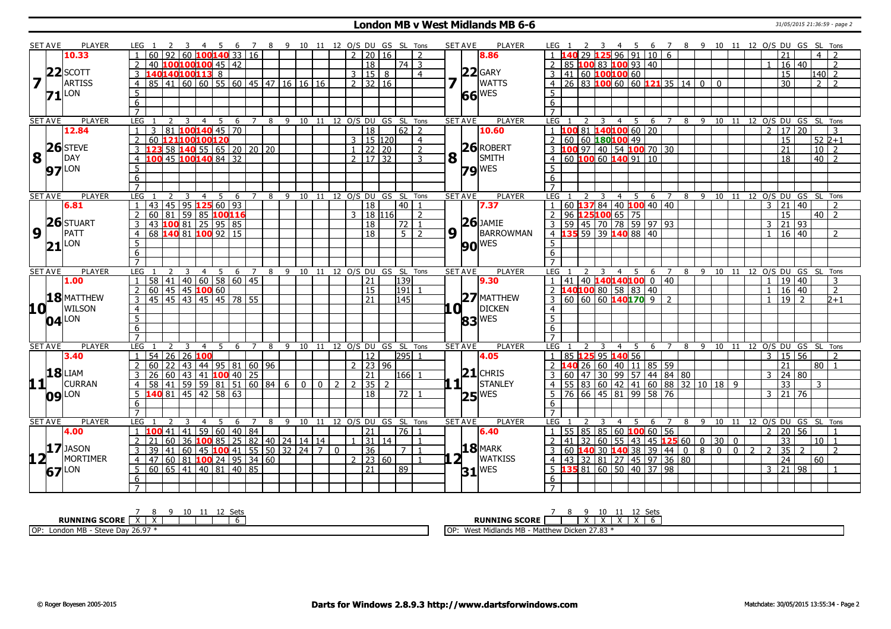# London MB v West Midlands MB 6-6

31/05/2015 21:36:59 - page 2

| SET AVE | PLAYER | LEG | 1 | 2 | 3 | 4 | 5 | 6 | 7 | 8 | 9 | 10 | 11 | 12 | O/S | DU | GS | SL | Tons | SET AVE | PLAYER | LEG | 1 | 2 | 3 | 4 | 5 | 6 | 7 | 8 | 9 | 10 | 11 | 12 | O/S | DU | GS | SL | Tons |
|---|---|---|---|---|---|---|---|---|---|---|---|---|---|---|---|---|---|---|---|---|---|---|---|---|---|---|---|---|---|---|---|---|---|---|---|---|---|---|---|
| 7 | 10.33 / 22 SCOTT ARTISS / 71 LON | 1 | 60 | 92 | 60 | 100 | 140 | 33 | 16 | | | | | | 2 | 20 | 16 | | 2 | 7 | 8.86 / 22 GARY WATTS / 66 WES | 1 | 140 | 29 | 125 | 96 | 91 | 10 | 6 | | | | | | | 21 | | 4 | 2 |
| | | 2 | 40 | 100 | 100 | 100 | 45 | 42 | | | | | | | | 18 | | 74 | 3 | | | 2 | 85 | 100 | 83 | 100 | 93 | 40 | | | | | | | 1 | 16 | 40 | | 2 |
| | | 3 | 140 | 140 | 100 | 113 | 8 | | | | | | | | 3 | 15 | 8 | | 4 | | | 3 | 41 | 60 | 100 | 100 | 60 | | | | | | | | | 15 | | 140 | 2 |
| | | 4 | 85 | 41 | 60 | 60 | 55 | 60 | 45 | 47 | 16 | 16 | 16 | | 2 | 32 | 16 | | | | | 4 | 26 | 83 | 100 | 60 | 60 | 121 | 35 | 14 | 0 | 0 | | | | 30 | | 2 | 2 |
| | | 5 | | | | | | | | | | | | | | | | | | | | 5 | | | | | | | | | | | | | | | | | |
| | | 6 | | | | | | | | | | | | | | | | | | | | 6 | | | | | | | | | | | | | | | | | |
| | | 7 | | | | | | | | | | | | | | | | | | | | 7 | | | | | | | | | | | | | | | | | |
| 8 | 12.84 / 26 STEVE DAY / 97 LON | 1 | 3 | 81 | 100 | 140 | 45 | 70 | | | | | | | | 18 | | 62 | 2 | 8 | 10.60 / 26 ROBERT SMITH / 79 WES | 1 | 100 | 81 | 140 | 100 | 60 | 20 | | | | | | | 2 | 17 | 20 | | 3 |
| | | 2 | 60 | 121 | 100 | 100 | 120 | | | | | | | | 3 | 15 | 120 | | 4 | | | 2 | 60 | 60 | 180 | 100 | 49 | | | | | | | | | 15 | | 52 | 2+1 |
| | | 3 | 123 | 58 | 140 | 55 | 65 | 20 | 20 | 20 | | | | | 1 | 22 | 20 | | 2 | | | 3 | 100 | 97 | 40 | 54 | 100 | 70 | 30 | | | | | | | 21 | | 10 | 2 |
| | | 4 | 100 | 45 | 100 | 140 | 84 | 32 | | | | | | | 2 | 17 | 32 | | 3 | | | 4 | 60 | 100 | 60 | 140 | 91 | 10 | | | | | | | | 18 | | 40 | 2 |
| | | 5 | | | | | | | | | | | | | | | | | | | | 5 | | | | | | | | | | | | | | | | | |
| | | 6 | | | | | | | | | | | | | | | | | | | | 6 | | | | | | | | | | | | | | | | | |
| | | 7 | | | | | | | | | | | | | | | | | | | | 7 | | | | | | | | | | | | | | | | | |
| 9 | 6.81 / 26 STUART PATT / 21 LON | 1 | 43 | 45 | 95 | 125 | 60 | 93 | | | | | | | | 18 | | 40 | 1 | 9 | 7.37 / 26 JAMIE BARROWMAN / 90 WES | 1 | 60 | 137 | 84 | 40 | 100 | 40 | 40 | | | | | | 3 | 21 | 40 | | 2 |
| | | 2 | 60 | 81 | 59 | 85 | 100 | 116 | | | | | | | 3 | 18 | 116 | | 2 | | | 2 | 96 | 125 | 100 | 65 | 75 | | | | | | | | | 15 | | 40 | 2 |
| | | 3 | 43 | 100 | 81 | 25 | 95 | 85 | | | | | | | | 18 | | 72 | 1 | | | 3 | 59 | 45 | 70 | 78 | 59 | 97 | 93 | | | | | | 3 | 21 | 93 | | |
| | | 4 | 68 | 140 | 81 | 100 | 92 | 15 | | | | | | | | 18 | | 5 | 2 | | | 4 | 135 | 59 | 39 | 140 | 88 | 40 | | | | | | | 1 | 16 | 40 | | 2 |
| | | 5 | | | | | | | | | | | | | | | | | | | | 5 | | | | | | | | | | | | | | | | | |
| | | 6 | | | | | | | | | | | | | | | | | | | | 6 | | | | | | | | | | | | | | | | | |
| | | 7 | | | | | | | | | | | | | | | | | | | | 7 | | | | | | | | | | | | | | | | | |
| 10 | 1.00 / 18 MATTHEW WILSON / 04 LON | 1 | 58 | 41 | 40 | 60 | 58 | 60 | 45 | | | | | | | 21 | | 139 | | 10 | 9.30 / 27 MATTHEW DICKEN / 83 WES | 1 | 41 | 40 | 140 | 140 | 100 | 0 | 40 | | | | | | 1 | 19 | 40 | | 3 |
| | | 2 | 60 | 45 | 45 | 100 | 60 | | | | | | | | | 15 | | 191 | 1 | | | 2 | 140 | 100 | 80 | 58 | 83 | 40 | | | | | | | 1 | 16 | 40 | | 2 |
| | | 3 | 45 | 45 | 43 | 45 | 45 | 78 | 55 | | | | | | | 21 | | 145 | | | | 3 | 60 | 60 | 60 | 140 | 170 | 9 | 2 | | | | | | 1 | 19 | 2 | | 2+1 |
| | | 4 | | | | | | | | | | | | | | | | | | | | 4 | | | | | | | | | | | | | | | | | |
| | | 5 | | | | | | | | | | | | | | | | | | | | 5 | | | | | | | | | | | | | | | | | |
| | | 6 | | | | | | | | | | | | | | | | | | | | 6 | | | | | | | | | | | | | | | | | |
| | | 7 | | | | | | | | | | | | | | | | | | | | 7 | | | | | | | | | | | | | | | | | |
| 11 | 3.40 / 18 LIAM CURRAN / 09 LON | 1 | 54 | 26 | 26 | 100 | | | | | | | | | | 12 | | 295 | 1 | 11 | 4.05 / 21 CHRIS STANLEY / 25 WES | 1 | 85 | 125 | 95 | 140 | 56 | | | | | | | | 3 | 15 | 56 | | 2 |
| | | 2 | 60 | 22 | 43 | 44 | 95 | 81 | 60 | 96 | | | | | 2 | 23 | 96 | | | | | 2 | 140 | 26 | 60 | 40 | 11 | 85 | 59 | | | | | | | 21 | | 80 | 1 |
| | | 3 | 26 | 60 | 43 | 41 | 100 | 40 | 25 | | | | | | | 21 | | 166 | 1 | | | 3 | 60 | 47 | 30 | 99 | 57 | 44 | 84 | 80 | | | | | 3 | 24 | 80 | | |
| | | 4 | 58 | 41 | 59 | 59 | 81 | 51 | 60 | 84 | 6 | 0 | 0 | 2 | 2 | 35 | 2 | | | | | 4 | 55 | 83 | 60 | 42 | 41 | 60 | 88 | 32 | 10 | 18 | 9 | | | 33 | | 3 | |
| | | 5 | 140 | 81 | 45 | 42 | 58 | 63 | | | | | | | | 18 | | 72 | 1 | | | 5 | 76 | 66 | 45 | 81 | 99 | 58 | 76 | | | | | | 3 | 21 | 76 | | |
| | | 6 | | | | | | | | | | | | | | | | | | | | 6 | | | | | | | | | | | | | | | | | |
| | | 7 | | | | | | | | | | | | | | | | | | | | 7 | | | | | | | | | | | | | | | | | |
| 12 | 4.00 / 17 JASON MORTIMER / 67 LON | 1 | 100 | 41 | 41 | 59 | 60 | 40 | 84 | | | | | | | 21 | | 76 | 1 | 12 | 6.40 / 18 MARK WATKISS / 31 WES | 1 | 55 | 85 | 85 | 60 | 100 | 60 | 56 | | | | | | 2 | 20 | 56 | | 1 |
| | | 2 | 21 | 60 | 36 | 100 | 85 | 25 | 82 | 40 | 24 | 14 | 14 | | 1 | 31 | 14 | | 1 | | | 2 | 41 | 32 | 60 | 55 | 43 | 45 | 125 | 60 | 0 | 30 | 0 | | | 33 | | 10 | 1 |
| | | 3 | 39 | 41 | 60 | 45 | 100 | 41 | 55 | 50 | 32 | 24 | 7 | 0 | | 36 | | 7 | 1 | | | 3 | 60 | 140 | 30 | 140 | 38 | 39 | 44 | 0 | 8 | 0 | 0 | 2 | 2 | 35 | 2 | | 2 |
| | | 4 | 47 | 60 | 81 | 100 | 24 | 95 | 34 | 60 | | | | | 2 | 23 | 60 | | 1 | | | 4 | 43 | 32 | 81 | 27 | 45 | 97 | 36 | 80 | | | | | | 24 | | 60 | |
| | | 5 | 60 | 65 | 41 | 40 | 81 | 40 | 85 | | | | | | | 21 | | 89 | | | | 5 | 135 | 81 | 60 | 50 | 40 | 37 | 98 | | | | | | 3 | 21 | 98 | | 1 |
| | | 6 | | | | | | | | | | | | | | | | | | | | 6 | | | | | | | | | | | | | | | | | |
| | | 7 | | | | | | | | | | | | | | | | | | | | 7 | | | | | | | | | | | | | | | | | |

| RUNNING SCORE | 7 | 8 | 9 | 10 | 11 | 12 | Sets |
|---|---|---|---|---|---|---|---|
| London MB | X | X | | | | | 6 |
| West Midlands MB | | | X | X | X | X | 6 |

OP: London MB - Steve Day 26.97 *

OP: West Midlands MB - Matthew Dicken 27.83 *

© Roger Boyesen 2005-2015 | Darts for Windows 2.8.9.3 http://www.dartsforwindows.com | Matchdate: 30/05/2015 13:55:34 - Page 2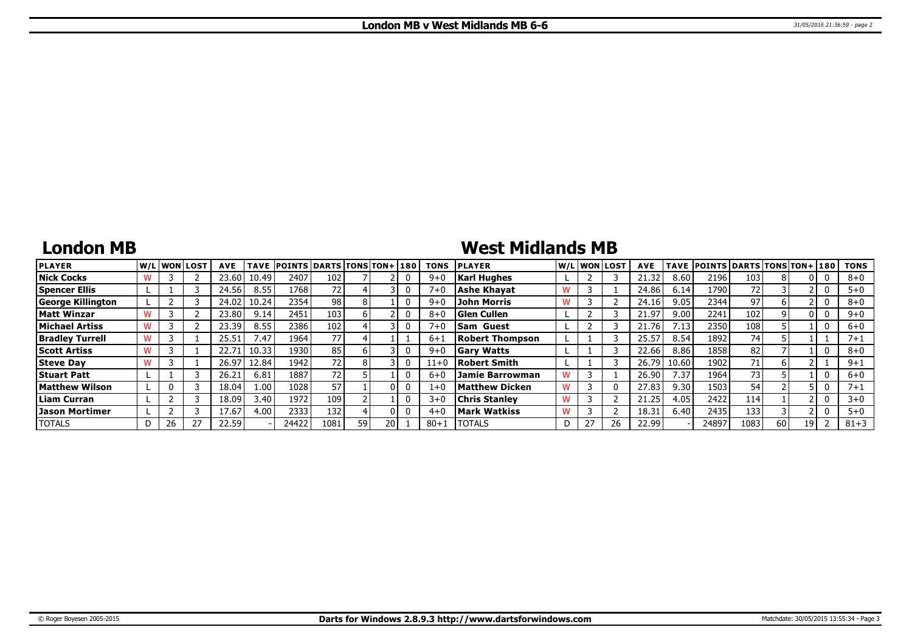# London MB v West Midlands MB 6-6

## London MB

| PLAYER | W/L | WON | LOST | AVE | TAVE | POINTS | DARTS | TONS | TON+ | 180 | TONS |
|---|---|---|---|---|---|---|---|---|---|---|---|
| Nick Cocks | W | 3 | 2 | 23.60 | 10.49 | 2407 | 102 | 7 | 2 | 0 | 9+0 |
| Spencer Ellis | L | 1 | 3 | 24.56 | 8.55 | 1768 | 72 | 4 | 3 | 0 | 7+0 |
| George Killington | L | 2 | 3 | 24.02 | 10.24 | 2354 | 98 | 8 | 1 | 0 | 9+0 |
| Matt Winzar | W | 3 | 2 | 23.80 | 9.14 | 2451 | 103 | 6 | 2 | 0 | 8+0 |
| Michael Artiss | W | 3 | 2 | 23.39 | 8.55 | 2386 | 102 | 4 | 3 | 0 | 7+0 |
| Bradley Turrell | W | 3 | 1 | 25.51 | 7.47 | 1964 | 77 | 4 | 1 | 1 | 6+1 |
| Scott Artiss | W | 3 | 1 | 22.71 | 10.33 | 1930 | 85 | 6 | 3 | 0 | 9+0 |
| Steve Day | W | 3 | 1 | 26.97 | 12.84 | 1942 | 72 | 8 | 3 | 0 | 11+0 |
| Stuart Patt | L | 1 | 3 | 26.21 | 6.81 | 1887 | 72 | 5 | 1 | 0 | 6+0 |
| Matthew Wilson | L | 0 | 3 | 18.04 | 1.00 | 1028 | 57 | 1 | 0 | 0 | 1+0 |
| Liam Curran | L | 2 | 3 | 18.09 | 3.40 | 1972 | 109 | 2 | 1 | 0 | 3+0 |
| Jason Mortimer | L | 2 | 3 | 17.67 | 4.00 | 2333 | 132 | 4 | 0 | 0 | 4+0 |
| TOTALS | D | 26 | 27 | 22.59 | - | 24422 | 1081 | 59 | 20 | 1 | 80+1 |

## West Midlands MB

| PLAYER | W/L | WON | LOST | AVE | TAVE | POINTS | DARTS | TONS | TON+ | 180 | TONS |
|---|---|---|---|---|---|---|---|---|---|---|---|
| Karl Hughes | L | 2 | 3 | 21.32 | 8.60 | 2196 | 103 | 8 | 0 | 0 | 8+0 |
| Ashe Khayat | W | 3 | 1 | 24.86 | 6.14 | 1790 | 72 | 3 | 2 | 0 | 5+0 |
| John Morris | W | 3 | 2 | 24.16 | 9.05 | 2344 | 97 | 6 | 2 | 0 | 8+0 |
| Glen Cullen | L | 2 | 3 | 21.97 | 9.00 | 2241 | 102 | 9 | 0 | 0 | 9+0 |
| Sam Guest | L | 2 | 3 | 21.76 | 7.13 | 2350 | 108 | 5 | 1 | 0 | 6+0 |
| Robert Thompson | L | 1 | 3 | 25.57 | 8.54 | 1892 | 74 | 5 | 1 | 1 | 7+1 |
| Gary Watts | L | 1 | 3 | 22.66 | 8.86 | 1858 | 82 | 7 | 1 | 0 | 8+0 |
| Robert Smith | L | 1 | 3 | 26.79 | 10.60 | 1902 | 71 | 6 | 2 | 1 | 9+1 |
| Jamie Barrowman | W | 3 | 1 | 26.90 | 7.37 | 1964 | 73 | 5 | 1 | 0 | 6+0 |
| Matthew Dicken | W | 3 | 0 | 27.83 | 9.30 | 1503 | 54 | 2 | 5 | 0 | 7+1 |
| Chris Stanley | W | 3 | 2 | 21.25 | 4.05 | 2422 | 114 | 1 | 2 | 0 | 3+0 |
| Mark Watkiss | W | 3 | 2 | 18.31 | 6.40 | 2435 | 133 | 3 | 2 | 0 | 5+0 |
| TOTALS | D | 27 | 26 | 22.99 | - | 24897 | 1083 | 60 | 19 | 2 | 81+3 |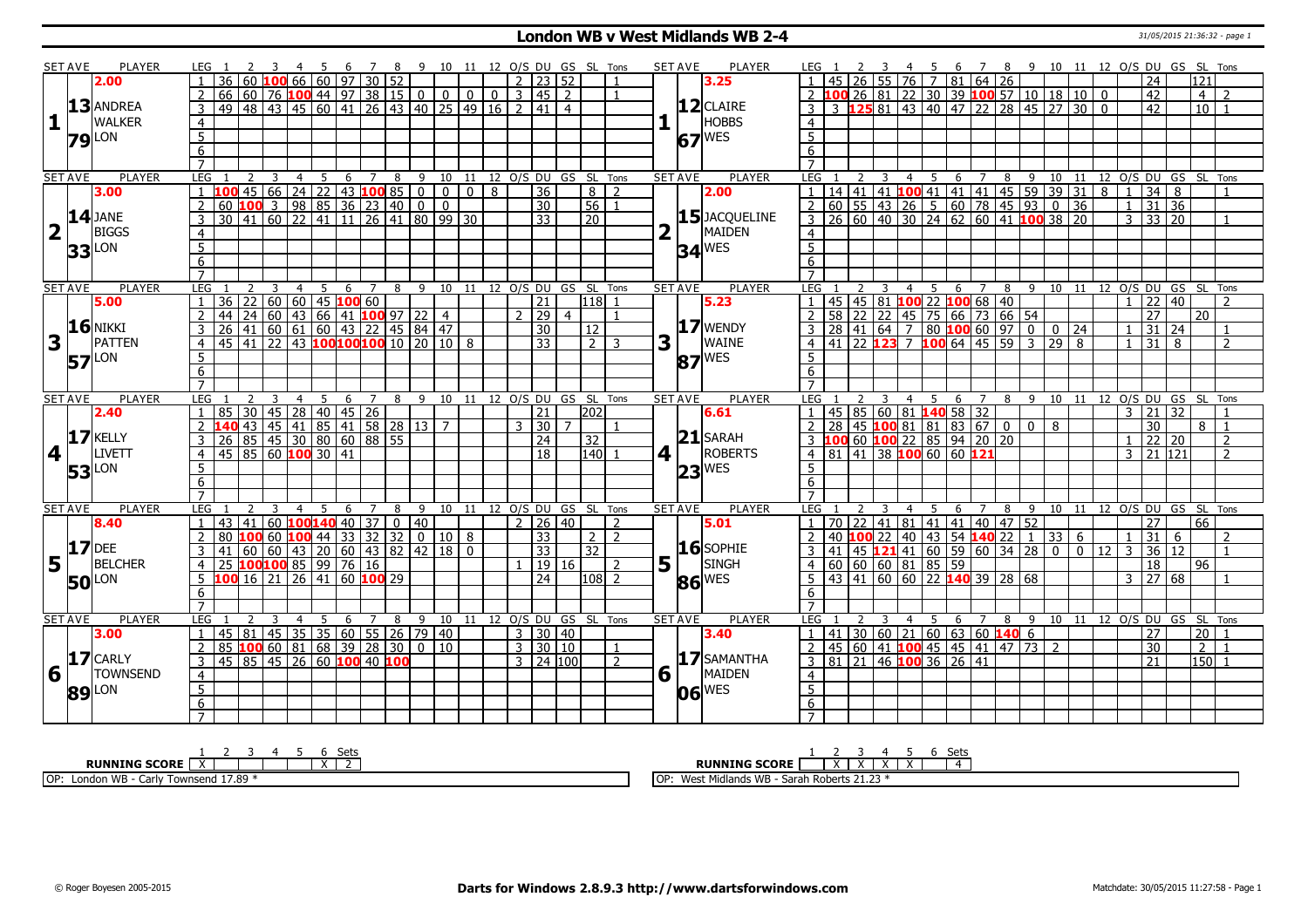# London WB v West Midlands WB 2-4

31/05/2015 21:36:32 - page 1

## Set 1

**London — Andrea Walker (Set Ave 13.79)**

| LEG | 1 | 2 | 3 | 4 | 5 | 6 | 7 | 8 | 9 | 10 | 11 | 12 | O/S | DU | GS | SL | Tons |
|---|---|---|---|---|---|---|---|---|---|---|---|---|---|---|---|---|---|
| 1 | 36 | 60 | 100 | 66 | 60 | 97 | 30 | 52 | | | | | 2 | 23 | 52 | | 1 |
| 2 | 66 | 60 | 76 | 100 | 44 | 97 | 38 | 15 | 0 | 0 | 0 | 0 | 3 | 45 | 2 | | 1 |
| 3 | 49 | 48 | 43 | 45 | 60 | 41 | 26 | 43 | 40 | 25 | 49 | 16 | 2 | 41 | 4 | | |

**West Midlands — Claire Hobbs (Set Ave 12.67)**

| LEG | 1 | 2 | 3 | 4 | 5 | 6 | 7 | 8 | 9 | 10 | 11 | 12 | O/S | DU | GS | SL | Tons |
|---|---|---|---|---|---|---|---|---|---|---|---|---|---|---|---|---|---|
| 1 | 45 | 26 | 55 | 76 | 7 | 81 | 64 | 26 | | | | | | 24 | | 121 | |
| 2 | 100 | 26 | 81 | 22 | 30 | 39 | 100 | 57 | 10 | 18 | 10 | 0 | | 42 | | 4 | 2 |
| 3 | 3 | 125 | 81 | 43 | 40 | 47 | 22 | 28 | 45 | 27 | 30 | 0 | | 42 | | 10 | 1 |

## Set 2

**London — Jane Biggs (Set Ave 14.33)**

| LEG | 1 | 2 | 3 | 4 | 5 | 6 | 7 | 8 | 9 | 10 | 11 | 12 | O/S | DU | GS | SL | Tons |
|---|---|---|---|---|---|---|---|---|---|---|---|---|---|---|---|---|---|
| 1 | 100 | 45 | 66 | 24 | 22 | 43 | 100 | 85 | 0 | 0 | 0 | 8 | | 36 | | 8 | 2 |
| 2 | 60 | 100 | 3 | 98 | 85 | 36 | 23 | 40 | 0 | 0 | | | | 30 | | 56 | 1 |
| 3 | 30 | 41 | 60 | 22 | 41 | 11 | 26 | 41 | 80 | 99 | 30 | | | 33 | | 20 | |

**West Midlands — Jacqueline Maiden (Set Ave 15.34)**

| LEG | 1 | 2 | 3 | 4 | 5 | 6 | 7 | 8 | 9 | 10 | 11 | 12 | O/S | DU | GS | SL | Tons |
|---|---|---|---|---|---|---|---|---|---|---|---|---|---|---|---|---|---|
| 1 | 14 | 41 | 41 | 100 | 41 | 41 | 41 | 45 | 59 | 39 | 31 | 8 | 1 | 34 | 8 | | 1 |
| 2 | 60 | 55 | 43 | 26 | 5 | 60 | 78 | 45 | 93 | 0 | 36 | | 1 | 31 | 36 | | |
| 3 | 26 | 60 | 40 | 30 | 24 | 62 | 60 | 41 | 100 | 38 | 20 | | 3 | 33 | 20 | | 1 |

## Set 3

**London — Nikki Patten (Set Ave 16.57)**

| LEG | 1 | 2 | 3 | 4 | 5 | 6 | 7 | 8 | 9 | 10 | 11 | 12 | O/S | DU | GS | SL | Tons |
|---|---|---|---|---|---|---|---|---|---|---|---|---|---|---|---|---|---|
| 1 | 36 | 22 | 60 | 60 | 45 | 100 | 60 | | | | | | | 21 | | 118 | 1 |
| 2 | 44 | 24 | 60 | 43 | 66 | 41 | 100 | 97 | 22 | 4 | | | 2 | 29 | 4 | | 1 |
| 3 | 26 | 41 | 60 | 61 | 60 | 43 | 22 | 45 | 84 | 47 | | | | 30 | | 12 | |
| 4 | 45 | 41 | 22 | 43 | 100 | 100 | 100 | 10 | 20 | 10 | 8 | | | 33 | | 2 | 3 |

**West Midlands — Wendy Waine (Set Ave 17.87)**

| LEG | 1 | 2 | 3 | 4 | 5 | 6 | 7 | 8 | 9 | 10 | 11 | 12 | O/S | DU | GS | SL | Tons |
|---|---|---|---|---|---|---|---|---|---|---|---|---|---|---|---|---|---|
| 1 | 45 | 45 | 81 | 100 | 22 | 100 | 68 | 40 | | | | | 1 | 22 | 40 | | 2 |
| 2 | 58 | 22 | 22 | 45 | 75 | 66 | 73 | 66 | 54 | | | | | 27 | | 20 | |
| 3 | 28 | 41 | 64 | 7 | 80 | 100 | 60 | 97 | 0 | 0 | 24 | | 1 | 31 | 24 | | 1 |
| 4 | 41 | 22 | 123 | 7 | 100 | 64 | 45 | 59 | 3 | 29 | 8 | | 1 | 31 | 8 | | 2 |

## Set 4

**London — Kelly Livett (Set Ave 17.53)**

| LEG | 1 | 2 | 3 | 4 | 5 | 6 | 7 | 8 | 9 | 10 | 11 | 12 | O/S | DU | GS | SL | Tons |
|---|---|---|---|---|---|---|---|---|---|---|---|---|---|---|---|---|---|
| 1 | 85 | 30 | 45 | 28 | 40 | 45 | 26 | | | | | | | 21 | | 202 | |
| 2 | 140 | 43 | 45 | 41 | 85 | 41 | 58 | 28 | 13 | 7 | | | 3 | 30 | 7 | | 1 |
| 3 | 26 | 85 | 45 | 30 | 80 | 60 | 88 | 55 | | | | | | 24 | | 32 | |
| 4 | 45 | 85 | 60 | 100 | 30 | 41 | | | | | | | | 18 | | 140 | 1 |

**West Midlands — Sarah Roberts (Set Ave 21.23)**

| LEG | 1 | 2 | 3 | 4 | 5 | 6 | 7 | 8 | 9 | 10 | 11 | 12 | O/S | DU | GS | SL | Tons |
|---|---|---|---|---|---|---|---|---|---|---|---|---|---|---|---|---|---|
| 1 | 45 | 85 | 60 | 81 | 140 | 58 | 32 | | | | | | 3 | 21 | 32 | | 1 |
| 2 | 28 | 45 | 100 | 81 | 81 | 83 | 67 | 0 | 0 | 8 | | | | 30 | | 8 | 1 |
| 3 | 100 | 60 | 100 | 22 | 85 | 94 | 20 | 20 | | | | | 1 | 22 | 20 | | 2 |
| 4 | 81 | 41 | 38 | 100 | 60 | 60 | 121 | | | | | | 3 | 21 | 121 | | 2 |

## Set 5

**London — Dee Belcher (Set Ave 17.50)**

| LEG | 1 | 2 | 3 | 4 | 5 | 6 | 7 | 8 | 9 | 10 | 11 | 12 | O/S | DU | GS | SL | Tons |
|---|---|---|---|---|---|---|---|---|---|---|---|---|---|---|---|---|---|
| 1 | 43 | 41 | 60 | 100 | 140 | 40 | 37 | 0 | 40 | | | | 2 | 26 | 40 | | 2 |
| 2 | 80 | 100 | 60 | 100 | 44 | 33 | 32 | 32 | 0 | 10 | 8 | | | 33 | | 2 | 2 |
| 3 | 41 | 60 | 60 | 43 | 20 | 60 | 43 | 82 | 42 | 18 | 0 | | | 33 | | 32 | |
| 4 | 25 | 100 | 100 | 85 | 99 | 76 | 16 | | | | | | 1 | 19 | 16 | | 2 |
| 5 | 100 | 16 | 21 | 26 | 41 | 60 | 100 | 29 | | | | | | 24 | | 108 | 2 |

**West Midlands — Sophie Singh (Set Ave 16.86)**

| LEG | 1 | 2 | 3 | 4 | 5 | 6 | 7 | 8 | 9 | 10 | 11 | 12 | O/S | DU | GS | SL | Tons |
|---|---|---|---|---|---|---|---|---|---|---|---|---|---|---|---|---|---|
| 1 | 70 | 22 | 41 | 81 | 41 | 41 | 40 | 47 | 52 | | | | | 27 | | 66 | |
| 2 | 40 | 100 | 22 | 40 | 43 | 54 | 140 | 22 | 1 | 33 | 6 | | 1 | 31 | 6 | | 2 |
| 3 | 41 | 45 | 121 | 41 | 60 | 59 | 60 | 34 | 28 | 0 | 0 | 12 | 3 | 36 | 12 | | 1 |
| 4 | 60 | 60 | 60 | 81 | 85 | 59 | | | | | | | | 18 | | 96 | |
| 5 | 43 | 41 | 60 | 60 | 22 | 140 | 39 | 28 | 68 | | | | 3 | 27 | 68 | | 1 |

## Set 6

**London — Carly Townsend (Set Ave 17.89)**

| LEG | 1 | 2 | 3 | 4 | 5 | 6 | 7 | 8 | 9 | 10 | 11 | 12 | O/S | DU | GS | SL | Tons |
|---|---|---|---|---|---|---|---|---|---|---|---|---|---|---|---|---|---|
| 1 | 45 | 81 | 45 | 35 | 35 | 60 | 55 | 26 | 79 | 40 | | | 3 | 30 | 40 | | |
| 2 | 85 | 100 | 60 | 81 | 68 | 39 | 28 | 30 | 0 | 10 | | | 3 | 30 | 10 | | 1 |
| 3 | 45 | 85 | 45 | 26 | 60 | 100 | 40 | 100 | | | | | 3 | 24 | 100 | | 2 |

**West Midlands — Samantha Maiden (Set Ave 17.06)**

| LEG | 1 | 2 | 3 | 4 | 5 | 6 | 7 | 8 | 9 | 10 | 11 | 12 | O/S | DU | GS | SL | Tons |
|---|---|---|---|---|---|---|---|---|---|---|---|---|---|---|---|---|---|
| 1 | 41 | 30 | 60 | 21 | 60 | 63 | 60 | 140 | 6 | | | | | 27 | | 20 | 1 |
| 2 | 45 | 60 | 41 | 100 | 45 | 45 | 41 | 47 | 73 | 2 | | | | 30 | | 2 | 1 |
| 3 | 81 | 21 | 46 | 100 | 36 | 26 | 41 | | | | | | | 21 | | 150 | 1 |

## Running Score

| | 1 | 2 | 3 | 4 | 5 | 6 | Sets |
|---|---|---|---|---|---|---|---|
| London WB | X | | | | X | | 2 |
| West Midlands WB | | X | X | X | | X | 4 |

OP: London WB - Carly Townsend 17.89 *

OP: West Midlands WB - Sarah Roberts 21.23 *

© Roger Boyesen 2005-2015 — Darts for Windows 2.8.9.3 http://www.dartsforwindows.com — Matchdate: 30/05/2015 11:27:58 - Page 1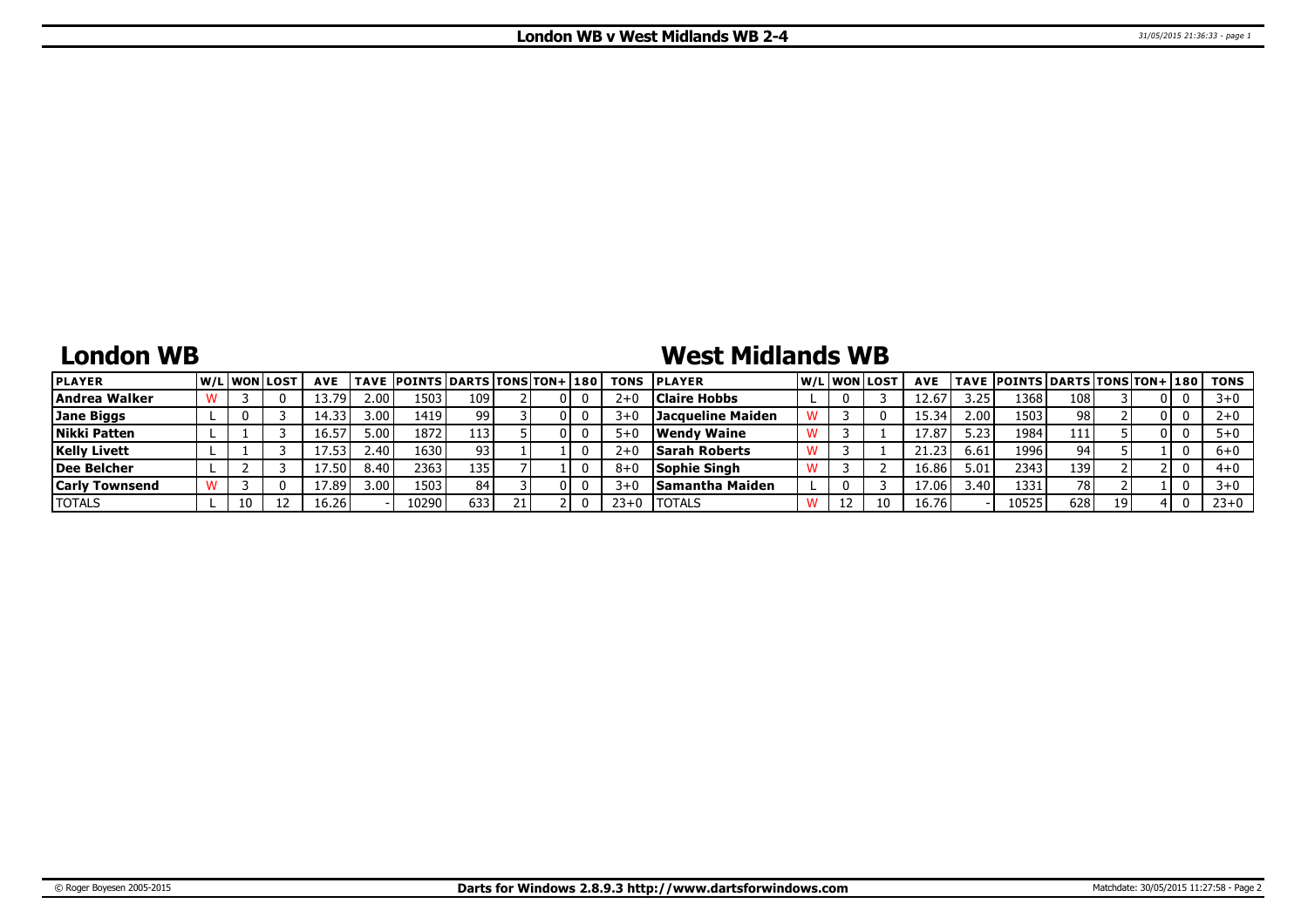# London WB v West Midlands WB 2-4

## London WB

| PLAYER | W/L | WON | LOST | AVE | TAVE | POINTS | DARTS | TONS | TON+ | 180 | TONS |
|---|---|---|---|---|---|---|---|---|---|---|---|
| Andrea Walker | W | 3 | 0 | 13.79 | 2.00 | 1503 | 109 | 2 | 0 | 0 | 2+0 |
| Jane Biggs | L | 0 | 3 | 14.33 | 3.00 | 1419 | 99 | 3 | 0 | 0 | 3+0 |
| Nikki Patten | L | 1 | 3 | 16.57 | 5.00 | 1872 | 113 | 5 | 0 | 0 | 5+0 |
| Kelly Livett | L | 1 | 3 | 17.53 | 2.40 | 1630 | 93 | 1 | 1 | 0 | 2+0 |
| Dee Belcher | L | 2 | 3 | 17.50 | 8.40 | 2363 | 135 | 7 | 1 | 0 | 8+0 |
| Carly Townsend | W | 3 | 0 | 17.89 | 3.00 | 1503 | 84 | 3 | 0 | 0 | 3+0 |
| TOTALS | L | 10 | 12 | 16.26 | - | 10290 | 633 | 21 | 2 | 0 | 23+0 |

## West Midlands WB

| PLAYER | W/L | WON | LOST | AVE | TAVE | POINTS | DARTS | TONS | TON+ | 180 | TONS |
|---|---|---|---|---|---|---|---|---|---|---|---|
| Claire Hobbs | L | 0 | 3 | 12.67 | 3.25 | 1368 | 108 | 3 | 0 | 0 | 3+0 |
| Jacqueline Maiden | W | 3 | 0 | 15.34 | 2.00 | 1503 | 98 | 2 | 0 | 0 | 2+0 |
| Wendy Waine | W | 3 | 1 | 17.87 | 5.23 | 1984 | 111 | 5 | 0 | 0 | 5+0 |
| Sarah Roberts | W | 3 | 1 | 21.23 | 6.61 | 1996 | 94 | 5 | 1 | 0 | 6+0 |
| Sophie Singh | W | 3 | 2 | 16.86 | 5.01 | 2343 | 139 | 2 | 2 | 0 | 4+0 |
| Samantha Maiden | L | 0 | 3 | 17.06 | 3.40 | 1331 | 78 | 2 | 1 | 0 | 3+0 |
| TOTALS | W | 12 | 10 | 16.76 | - | 10525 | 628 | 19 | 4 | 0 | 23+0 |